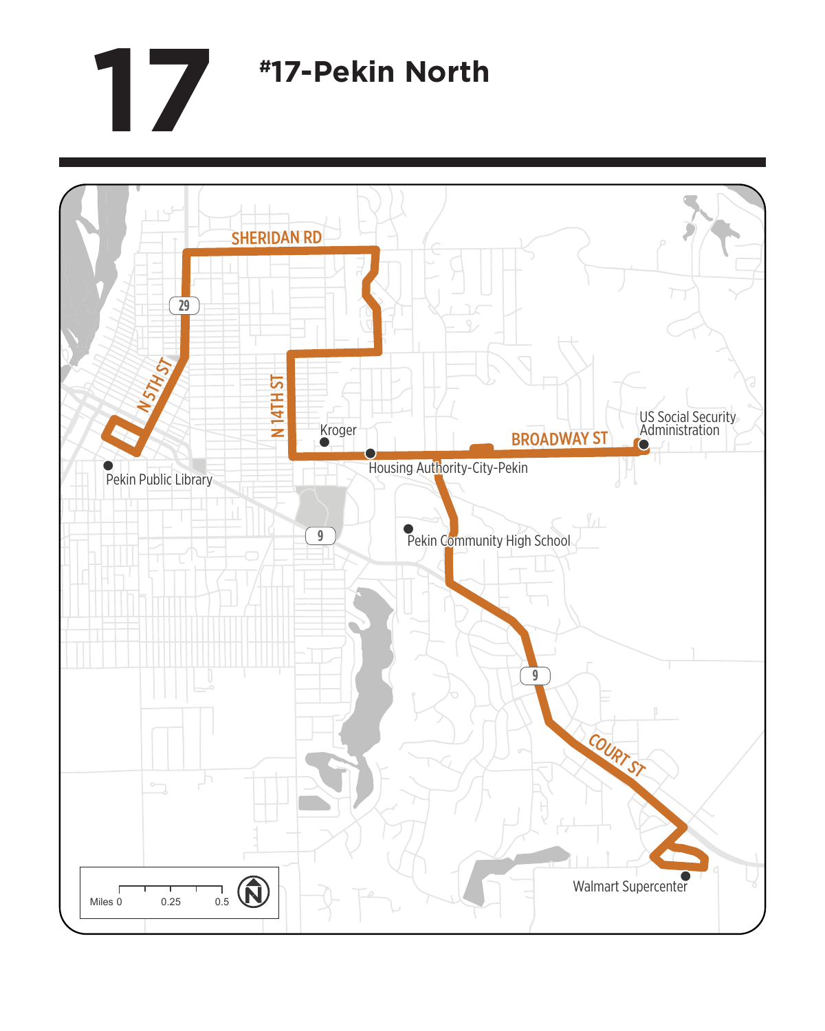# 17

## #17-Pekin North

SHERIDAN RD

29

N 5TH ST

N 14TH ST

Kroger

BROADWAY ST

US Social Security Administration

Pekin Public Library

Housing Authority-City-Pekin

9

Pekin Community High School

9

COURT ST

Walmart Supercenter

Miles 0 0.25 0.5

N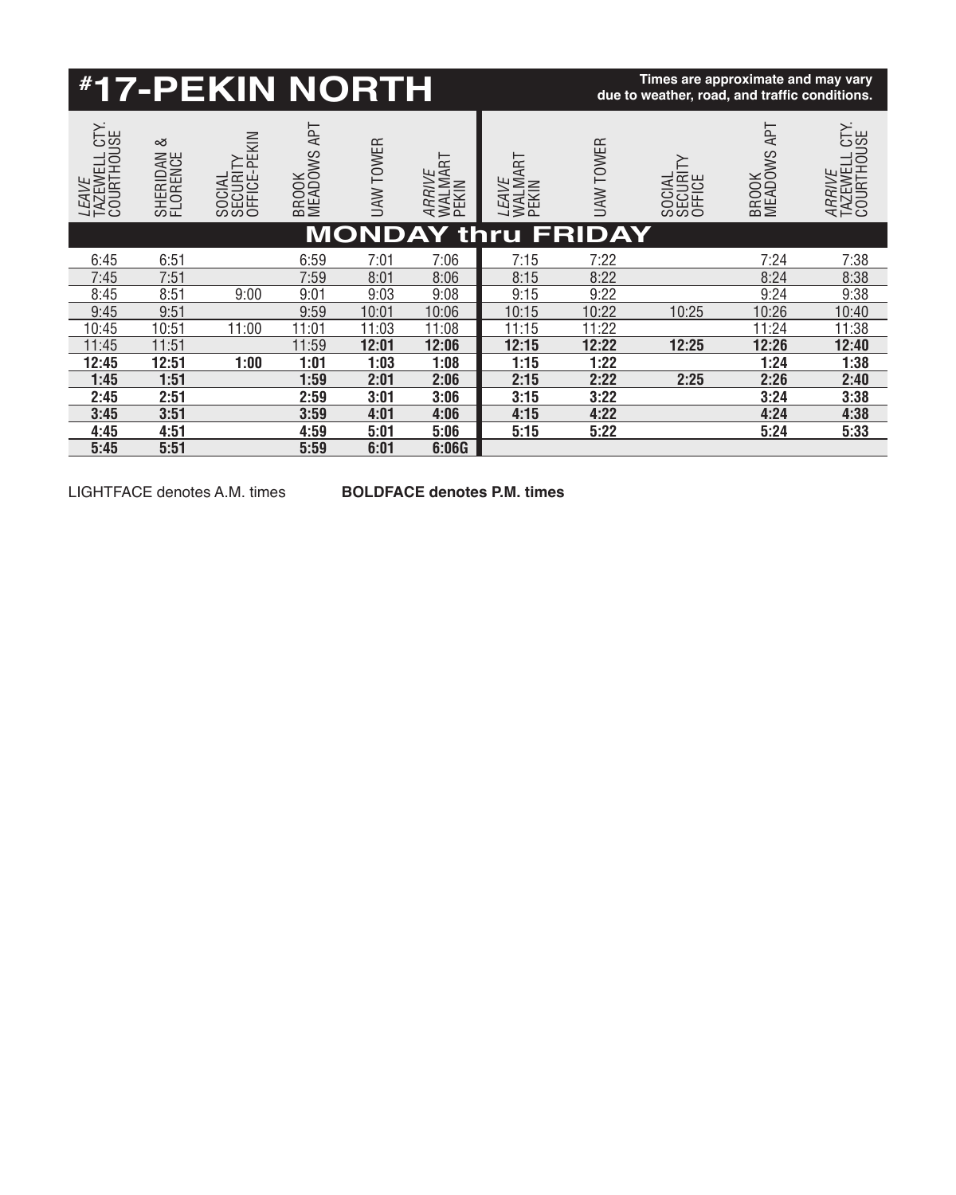# #17-PEKIN NORTH

**Times are approximate and may vary due to weather, road, and traffic conditions.**

| *LEAVE* TAZEWELL CTY. COURTHOUSE | SHERIDAN & FLORENCE | SOCIAL SECURITY OFFICE-PEKIN | BROOK MEADOWS APT | UAW TOWER | *ARRIVE* WALMART PEKIN | *LEAVE* WALMART PEKIN | UAW TOWER | SOCIAL SECURITY OFFICE | BROOK MEADOWS APT | *ARRIVE* TAZEWELL CTY. COURTHOUSE |
|---|---|---|---|---|---|---|---|---|---|---|
| **MONDAY thru FRIDAY** | | | | | | | | | | |
| 6:45 | 6:51 | | 6:59 | 7:01 | 7:06 | 7:15 | 7:22 | | 7:24 | 7:38 |
| 7:45 | 7:51 | | 7:59 | 8:01 | 8:06 | 8:15 | 8:22 | | 8:24 | 8:38 |
| 8:45 | 8:51 | 9:00 | 9:01 | 9:03 | 9:08 | 9:15 | 9:22 | | 9:24 | 9:38 |
| 9:45 | 9:51 | | 9:59 | 10:01 | 10:06 | 10:15 | 10:22 | 10:25 | 10:26 | 10:40 |
| 10:45 | 10:51 | 11:00 | 11:01 | 11:03 | 11:08 | 11:15 | 11:22 | | 11:24 | 11:38 |
| 11:45 | 11:51 | | 11:59 | **12:01** | **12:06** | **12:15** | **12:22** | **12:25** | **12:26** | **12:40** |
| **12:45** | **12:51** | **1:00** | **1:01** | **1:03** | **1:08** | **1:15** | **1:22** | | **1:24** | **1:38** |
| **1:45** | **1:51** | | **1:59** | **2:01** | **2:06** | **2:15** | **2:22** | **2:25** | **2:26** | **2:40** |
| **2:45** | **2:51** | | **2:59** | **3:01** | **3:06** | **3:15** | **3:22** | | **3:24** | **3:38** |
| **3:45** | **3:51** | | **3:59** | **4:01** | **4:06** | **4:15** | **4:22** | | **4:24** | **4:38** |
| **4:45** | **4:51** | | **4:59** | **5:01** | **5:06** | **5:15** | **5:22** | | **5:24** | **5:33** |
| **5:45** | **5:51** | | **5:59** | **6:01** | **6:06G** | | | | | |

LIGHTFACE denotes A.M. times **BOLDFACE denotes P.M. times**